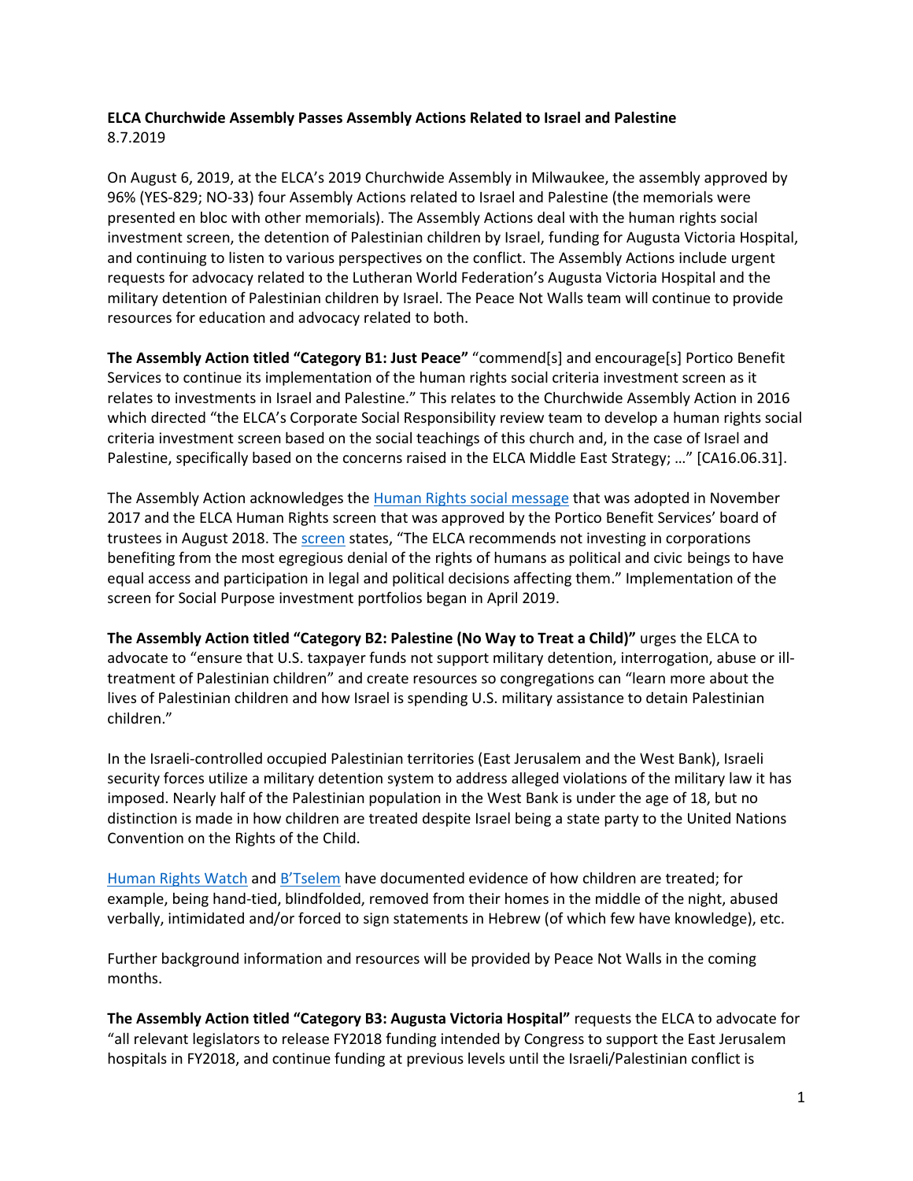**ELCA Churchwide Assembly Passes Assembly Actions Related to Israel and Palestine**
8.7.2019

On August 6, 2019, at the ELCA's 2019 Churchwide Assembly in Milwaukee, the assembly approved by 96% (YES-829; NO-33) four Assembly Actions related to Israel and Palestine (the memorials were presented en bloc with other memorials). The Assembly Actions deal with the human rights social investment screen, the detention of Palestinian children by Israel, funding for Augusta Victoria Hospital, and continuing to listen to various perspectives on the conflict. The Assembly Actions include urgent requests for advocacy related to the Lutheran World Federation's Augusta Victoria Hospital and the military detention of Palestinian children by Israel. The Peace Not Walls team will continue to provide resources for education and advocacy related to both.

**The Assembly Action titled "Category B1: Just Peace"** "commend[s] and encourage[s] Portico Benefit Services to continue its implementation of the human rights social criteria investment screen as it relates to investments in Israel and Palestine." This relates to the Churchwide Assembly Action in 2016 which directed "the ELCA's Corporate Social Responsibility review team to develop a human rights social criteria investment screen based on the social teachings of this church and, in the case of Israel and Palestine, specifically based on the concerns raised in the ELCA Middle East Strategy; …" [CA16.06.31].

The Assembly Action acknowledges the Human Rights social message that was adopted in November 2017 and the ELCA Human Rights screen that was approved by the Portico Benefit Services' board of trustees in August 2018. The screen states, "The ELCA recommends not investing in corporations benefiting from the most egregious denial of the rights of humans as political and civic beings to have equal access and participation in legal and political decisions affecting them." Implementation of the screen for Social Purpose investment portfolios began in April 2019.

**The Assembly Action titled "Category B2: Palestine (No Way to Treat a Child)"** urges the ELCA to advocate to "ensure that U.S. taxpayer funds not support military detention, interrogation, abuse or ill-treatment of Palestinian children" and create resources so congregations can "learn more about the lives of Palestinian children and how Israel is spending U.S. military assistance to detain Palestinian children."

In the Israeli-controlled occupied Palestinian territories (East Jerusalem and the West Bank), Israeli security forces utilize a military detention system to address alleged violations of the military law it has imposed. Nearly half of the Palestinian population in the West Bank is under the age of 18, but no distinction is made in how children are treated despite Israel being a state party to the United Nations Convention on the Rights of the Child.

Human Rights Watch and B'Tselem have documented evidence of how children are treated; for example, being hand-tied, blindfolded, removed from their homes in the middle of the night, abused verbally, intimidated and/or forced to sign statements in Hebrew (of which few have knowledge), etc.

Further background information and resources will be provided by Peace Not Walls in the coming months.

**The Assembly Action titled "Category B3: Augusta Victoria Hospital"** requests the ELCA to advocate for "all relevant legislators to release FY2018 funding intended by Congress to support the East Jerusalem hospitals in FY2018, and continue funding at previous levels until the Israeli/Palestinian conflict is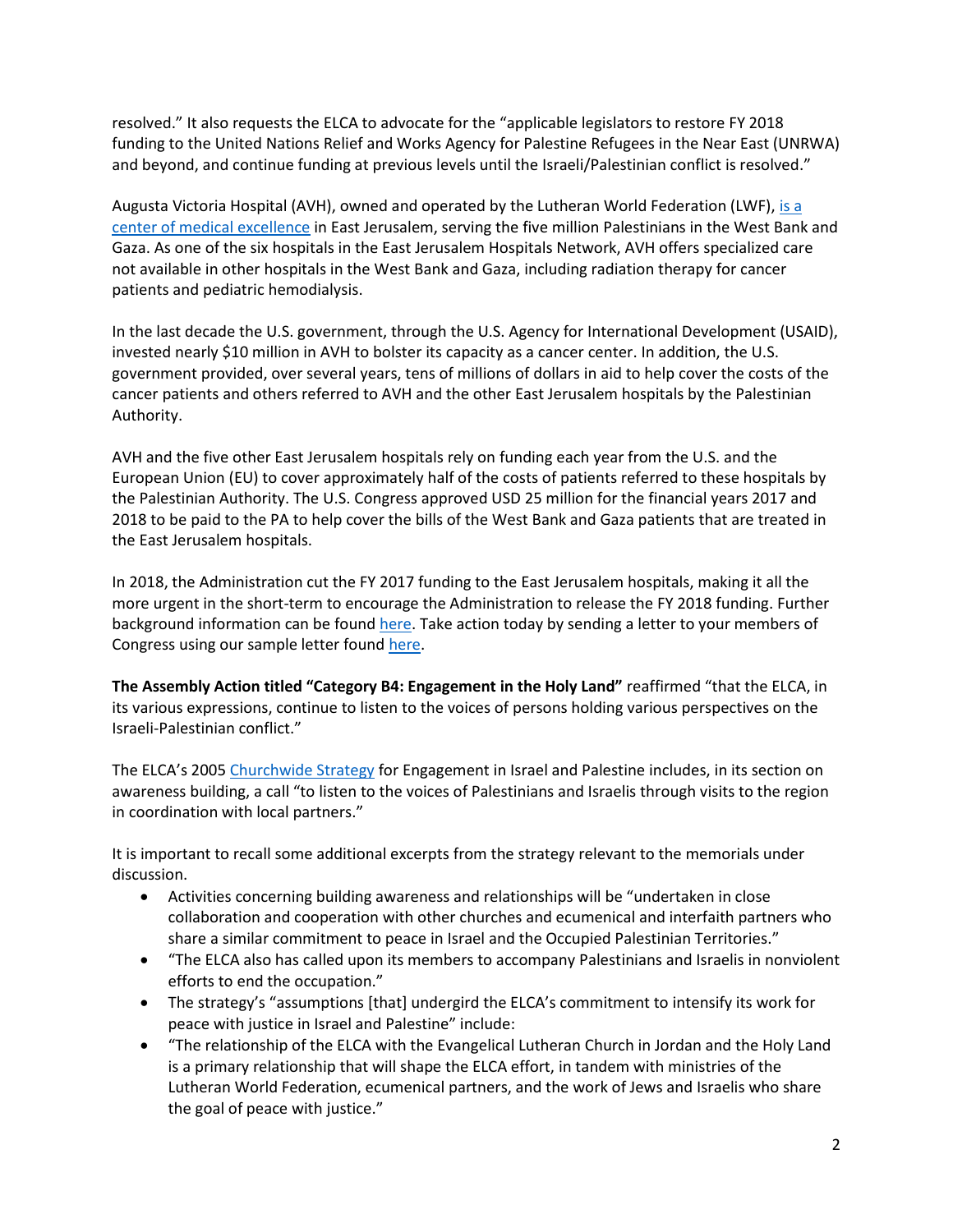resolved." It also requests the ELCA to advocate for the "applicable legislators to restore FY 2018 funding to the United Nations Relief and Works Agency for Palestine Refugees in the Near East (UNRWA) and beyond, and continue funding at previous levels until the Israeli/Palestinian conflict is resolved."

Augusta Victoria Hospital (AVH), owned and operated by the Lutheran World Federation (LWF), is a center of medical excellence in East Jerusalem, serving the five million Palestinians in the West Bank and Gaza. As one of the six hospitals in the East Jerusalem Hospitals Network, AVH offers specialized care not available in other hospitals in the West Bank and Gaza, including radiation therapy for cancer patients and pediatric hemodialysis.

In the last decade the U.S. government, through the U.S. Agency for International Development (USAID), invested nearly $10 million in AVH to bolster its capacity as a cancer center. In addition, the U.S. government provided, over several years, tens of millions of dollars in aid to help cover the costs of the cancer patients and others referred to AVH and the other East Jerusalem hospitals by the Palestinian Authority.

AVH and the five other East Jerusalem hospitals rely on funding each year from the U.S. and the European Union (EU) to cover approximately half of the costs of patients referred to these hospitals by the Palestinian Authority. The U.S. Congress approved USD 25 million for the financial years 2017 and 2018 to be paid to the PA to help cover the bills of the West Bank and Gaza patients that are treated in the East Jerusalem hospitals.

In 2018, the Administration cut the FY 2017 funding to the East Jerusalem hospitals, making it all the more urgent in the short-term to encourage the Administration to release the FY 2018 funding. Further background information can be found here. Take action today by sending a letter to your members of Congress using our sample letter found here.

**The Assembly Action titled "Category B4: Engagement in the Holy Land"** reaffirmed "that the ELCA, in its various expressions, continue to listen to the voices of persons holding various perspectives on the Israeli-Palestinian conflict."

The ELCA's 2005 Churchwide Strategy for Engagement in Israel and Palestine includes, in its section on awareness building, a call "to listen to the voices of Palestinians and Israelis through visits to the region in coordination with local partners."

It is important to recall some additional excerpts from the strategy relevant to the memorials under discussion.

- Activities concerning building awareness and relationships will be "undertaken in close collaboration and cooperation with other churches and ecumenical and interfaith partners who share a similar commitment to peace in Israel and the Occupied Palestinian Territories."
- "The ELCA also has called upon its members to accompany Palestinians and Israelis in nonviolent efforts to end the occupation."
- The strategy's "assumptions [that] undergird the ELCA's commitment to intensify its work for peace with justice in Israel and Palestine" include:
- "The relationship of the ELCA with the Evangelical Lutheran Church in Jordan and the Holy Land is a primary relationship that will shape the ELCA effort, in tandem with ministries of the Lutheran World Federation, ecumenical partners, and the work of Jews and Israelis who share the goal of peace with justice."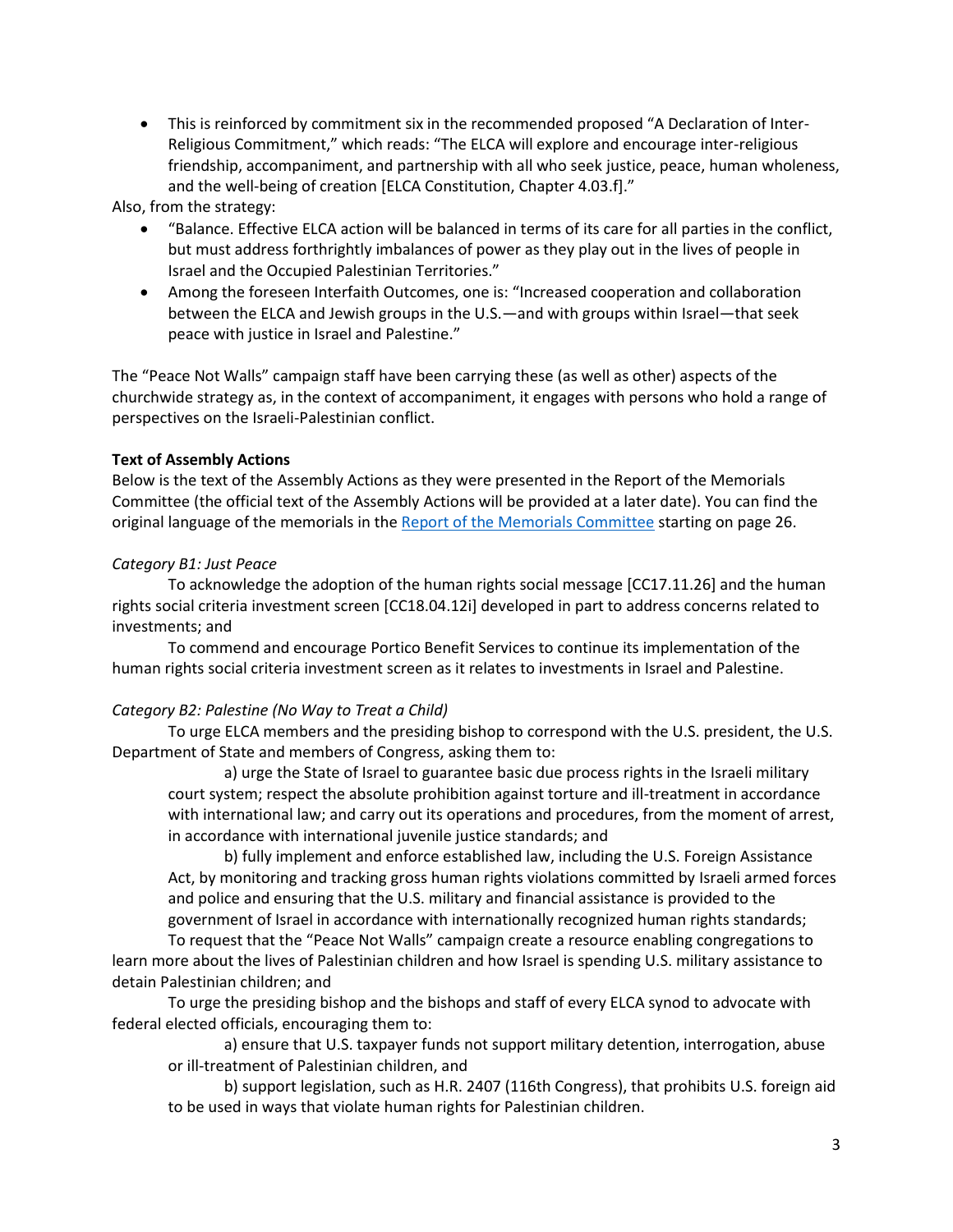- This is reinforced by commitment six in the recommended proposed "A Declaration of Inter-Religious Commitment," which reads: "The ELCA will explore and encourage inter-religious friendship, accompaniment, and partnership with all who seek justice, peace, human wholeness, and the well-being of creation [ELCA Constitution, Chapter 4.03.f]."

Also, from the strategy:

- "Balance. Effective ELCA action will be balanced in terms of its care for all parties in the conflict, but must address forthrightly imbalances of power as they play out in the lives of people in Israel and the Occupied Palestinian Territories."
- Among the foreseen Interfaith Outcomes, one is: "Increased cooperation and collaboration between the ELCA and Jewish groups in the U.S.—and with groups within Israel—that seek peace with justice in Israel and Palestine."

The "Peace Not Walls" campaign staff have been carrying these (as well as other) aspects of the churchwide strategy as, in the context of accompaniment, it engages with persons who hold a range of perspectives on the Israeli-Palestinian conflict.

**Text of Assembly Actions**

Below is the text of the Assembly Actions as they were presented in the Report of the Memorials Committee (the official text of the Assembly Actions will be provided at a later date). You can find the original language of the memorials in the Report of the Memorials Committee starting on page 26.

*Category B1: Just Peace*

To acknowledge the adoption of the human rights social message [CC17.11.26] and the human rights social criteria investment screen [CC18.04.12i] developed in part to address concerns related to investments; and

To commend and encourage Portico Benefit Services to continue its implementation of the human rights social criteria investment screen as it relates to investments in Israel and Palestine.

*Category B2: Palestine (No Way to Treat a Child)*

To urge ELCA members and the presiding bishop to correspond with the U.S. president, the U.S. Department of State and members of Congress, asking them to:

a) urge the State of Israel to guarantee basic due process rights in the Israeli military court system; respect the absolute prohibition against torture and ill-treatment in accordance with international law; and carry out its operations and procedures, from the moment of arrest, in accordance with international juvenile justice standards; and

b) fully implement and enforce established law, including the U.S. Foreign Assistance Act, by monitoring and tracking gross human rights violations committed by Israeli armed forces and police and ensuring that the U.S. military and financial assistance is provided to the government of Israel in accordance with internationally recognized human rights standards;

To request that the "Peace Not Walls" campaign create a resource enabling congregations to learn more about the lives of Palestinian children and how Israel is spending U.S. military assistance to detain Palestinian children; and

To urge the presiding bishop and the bishops and staff of every ELCA synod to advocate with federal elected officials, encouraging them to:

a) ensure that U.S. taxpayer funds not support military detention, interrogation, abuse or ill-treatment of Palestinian children, and

b) support legislation, such as H.R. 2407 (116th Congress), that prohibits U.S. foreign aid to be used in ways that violate human rights for Palestinian children.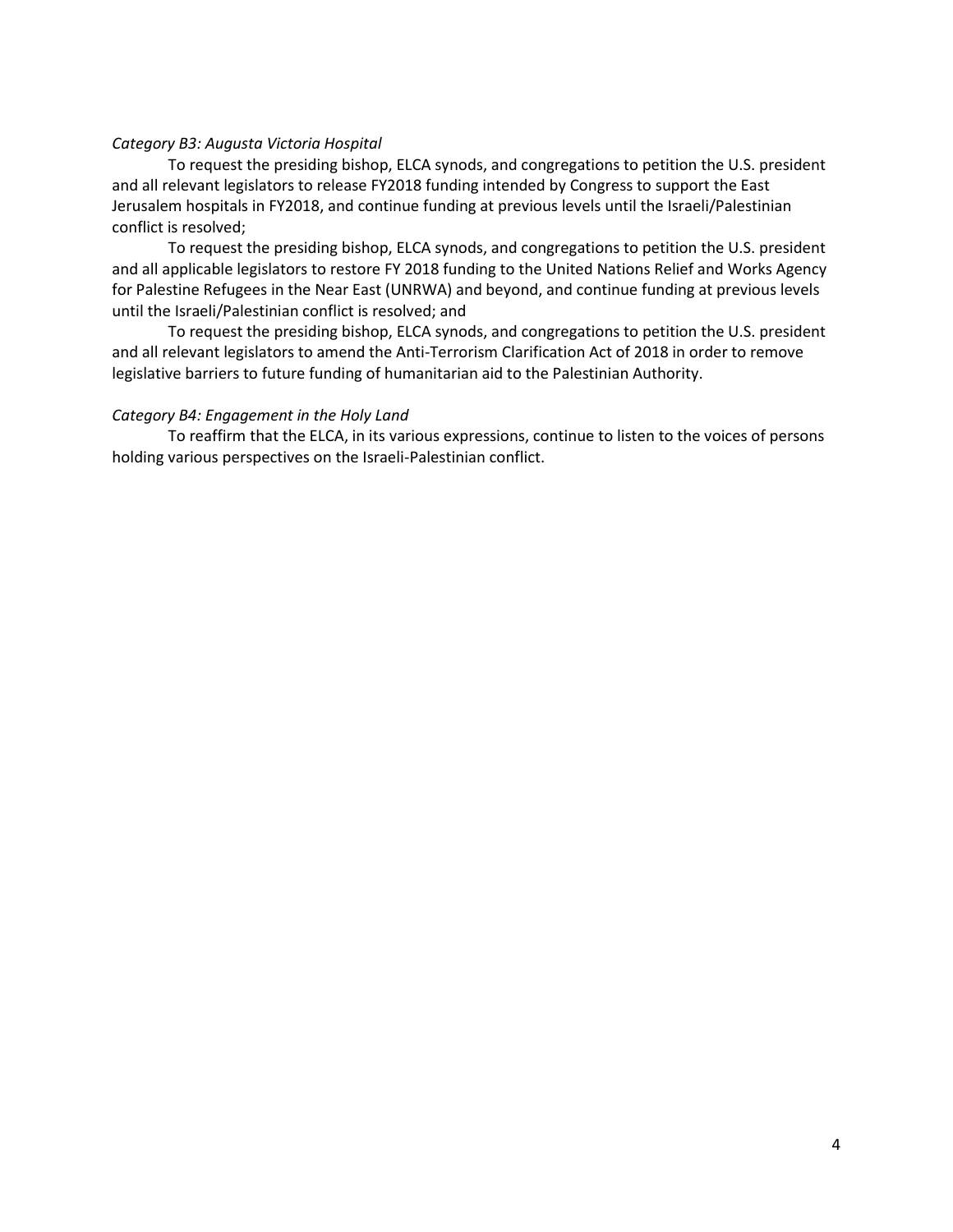*Category B3: Augusta Victoria Hospital*

To request the presiding bishop, ELCA synods, and congregations to petition the U.S. president and all relevant legislators to release FY2018 funding intended by Congress to support the East Jerusalem hospitals in FY2018, and continue funding at previous levels until the Israeli/Palestinian conflict is resolved;

To request the presiding bishop, ELCA synods, and congregations to petition the U.S. president and all applicable legislators to restore FY 2018 funding to the United Nations Relief and Works Agency for Palestine Refugees in the Near East (UNRWA) and beyond, and continue funding at previous levels until the Israeli/Palestinian conflict is resolved; and

To request the presiding bishop, ELCA synods, and congregations to petition the U.S. president and all relevant legislators to amend the Anti-Terrorism Clarification Act of 2018 in order to remove legislative barriers to future funding of humanitarian aid to the Palestinian Authority.

*Category B4: Engagement in the Holy Land*

To reaffirm that the ELCA, in its various expressions, continue to listen to the voices of persons holding various perspectives on the Israeli-Palestinian conflict.